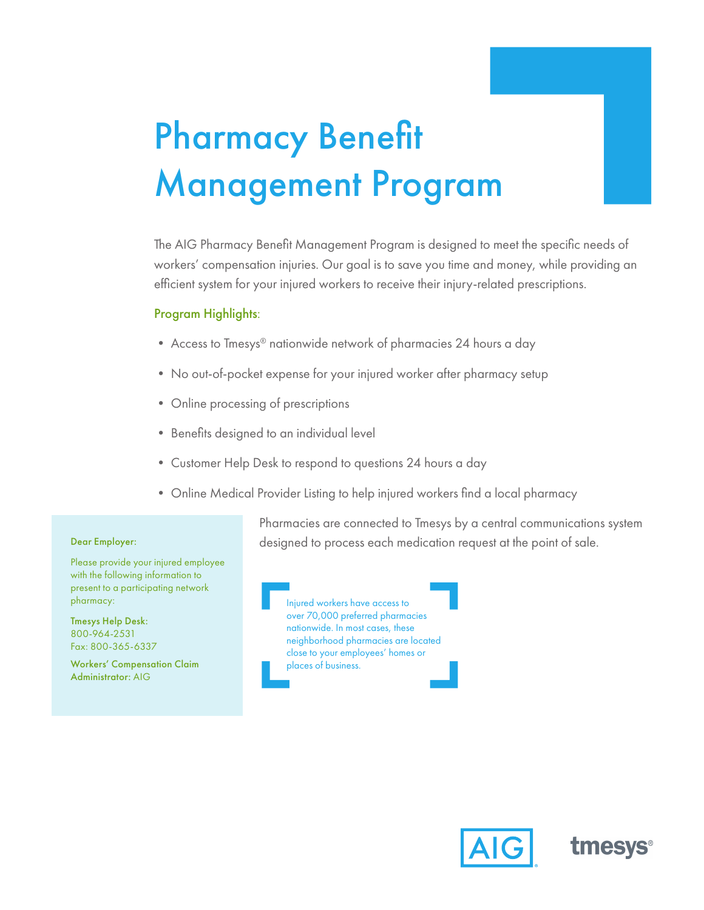# Pharmacy Benefit Management Program

The AIG Pharmacy Benefit Management Program is designed to meet the specific needs of workers' compensation injuries. Our goal is to save you time and money, while providing an efficient system for your injured workers to receive their injury-related prescriptions.

## Program Highlights:

- Access to Tmesys® nationwide network of pharmacies 24 hours a day
- No out-of-pocket expense for your injured worker after pharmacy setup
- Online processing of prescriptions
- Benefits designed to an individual level
- Customer Help Desk to respond to questions 24 hours a day
- Online Medical Provider Listing to help injured workers find a local pharmacy

Pharmacies are connected to Tmesys by a central communications system designed to process each medication request at the point of sale.

Injured workers have access to over 70,000 preferred pharmacies nationwide. In most cases, these neighborhood pharmacies are located close to your employees' homes or places of business.

**Dear Employer:**

Please provide your injured employee with the following information to present to a participating network pharmacy:

**Tmesys Help Desk:**
800-964-2531
Fax: 800-365-6337

**Workers' Compensation Claim Administrator:** AIG

AIG

tmesys®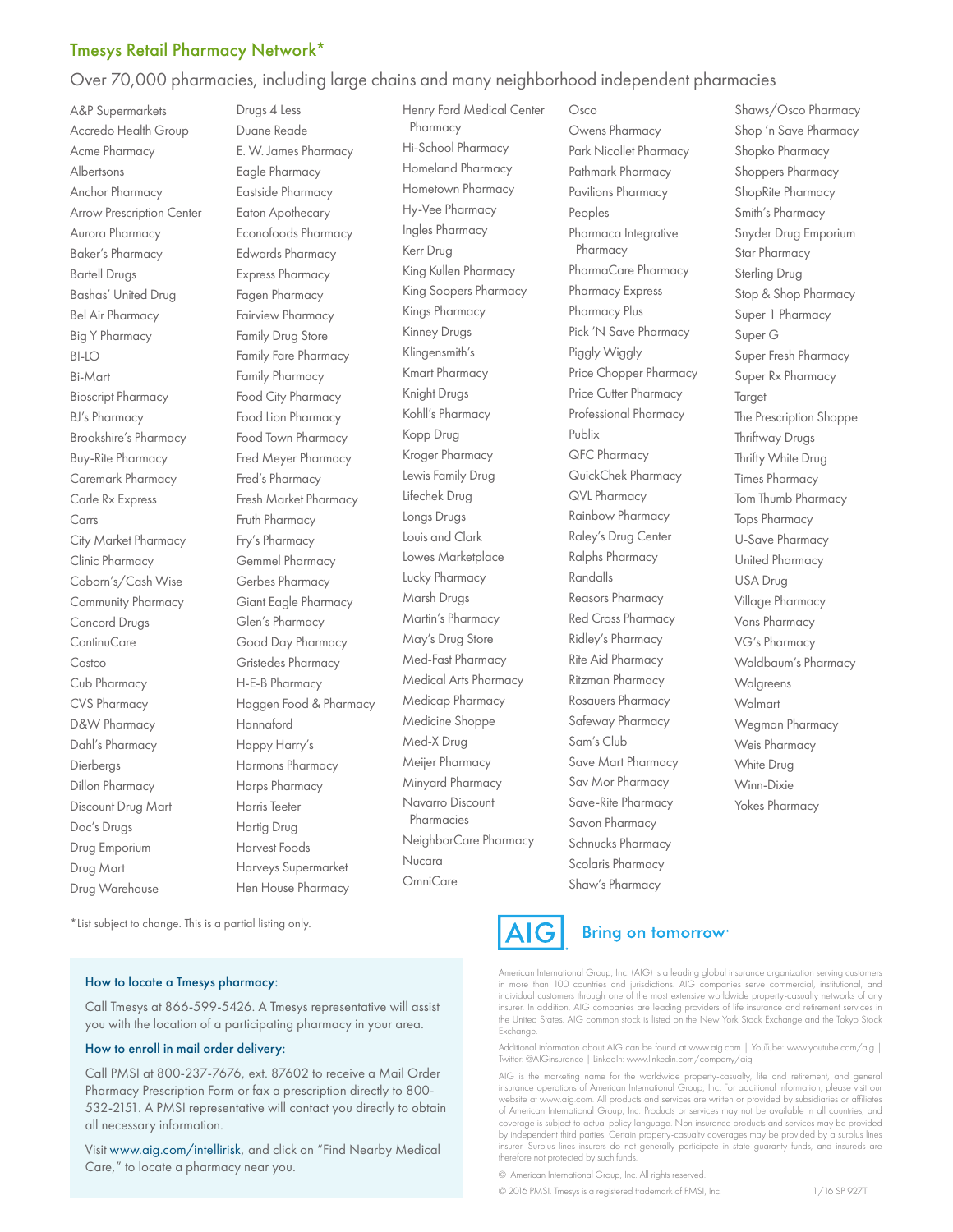## Tmesys Retail Pharmacy Network*

Over 70,000 pharmacies, including large chains and many neighborhood independent pharmacies

A&P Supermarkets
Accredo Health Group
Acme Pharmacy
Albertsons
Anchor Pharmacy
Arrow Prescription Center
Aurora Pharmacy
Baker's Pharmacy
Bartell Drugs
Bashas' United Drug
Bel Air Pharmacy
Big Y Pharmacy
BI-LO
Bi-Mart
Bioscript Pharmacy
BJ's Pharmacy
Brookshire's Pharmacy
Buy-Rite Pharmacy
Caremark Pharmacy
Carle Rx Express
Carrs
City Market Pharmacy
Clinic Pharmacy
Coborn's/Cash Wise
Community Pharmacy
Concord Drugs
ContinuCare
Costco
Cub Pharmacy
CVS Pharmacy
D&W Pharmacy
Dahl's Pharmacy
Dierbergs
Dillon Pharmacy
Discount Drug Mart
Doc's Drugs
Drug Emporium
Drug Mart
Drug Warehouse
Drugs 4 Less
Duane Reade
E. W. James Pharmacy
Eagle Pharmacy
Eastside Pharmacy
Eaton Apothecary
Econofoods Pharmacy
Edwards Pharmacy
Express Pharmacy
Fagen Pharmacy
Fairview Pharmacy
Family Drug Store
Family Fare Pharmacy
Family Pharmacy
Food City Pharmacy
Food Lion Pharmacy
Food Town Pharmacy
Fred Meyer Pharmacy
Fred's Pharmacy
Fresh Market Pharmacy
Fruth Pharmacy
Fry's Pharmacy
Gemmel Pharmacy
Gerbes Pharmacy
Giant Eagle Pharmacy
Glen's Pharmacy
Good Day Pharmacy
Gristedes Pharmacy
H-E-B Pharmacy
Haggen Food & Pharmacy
Hannaford
Happy Harry's
Harmons Pharmacy
Harps Pharmacy
Harris Teeter
Hartig Drug
Harvest Foods
Harveys Supermarket
Hen House Pharmacy
Henry Ford Medical Center Pharmacy
Hi-School Pharmacy
Homeland Pharmacy
Hometown Pharmacy
Hy-Vee Pharmacy
Ingles Pharmacy
Kerr Drug
King Kullen Pharmacy
King Soopers Pharmacy
Kings Pharmacy
Kinney Drugs
Klingensmith's
Kmart Pharmacy
Knight Drugs
Kohll's Pharmacy
Kopp Drug
Kroger Pharmacy
Lewis Family Drug
Lifechek Drug
Longs Drugs
Louis and Clark
Lowes Marketplace
Lucky Pharmacy
Marsh Drugs
Martin's Pharmacy
May's Drug Store
Med-Fast Pharmacy
Medical Arts Pharmacy
Medicap Pharmacy
Medicine Shoppe
Med-X Drug
Meijer Pharmacy
Minyard Pharmacy
Navarro Discount Pharmacies
NeighborCare Pharmacy
Nucara
OmniCare
Osco
Owens Pharmacy
Park Nicollet Pharmacy
Pathmark Pharmacy
Pavilions Pharmacy
Peoples
Pharmaca Integrative Pharmacy
PharmaCare Pharmacy
Pharmacy Express
Pharmacy Plus
Pick 'N Save Pharmacy
Piggly Wiggly
Price Chopper Pharmacy
Price Cutter Pharmacy
Professional Pharmacy
Publix
QFC Pharmacy
QuickChek Pharmacy
QVL Pharmacy
Rainbow Pharmacy
Raley's Drug Center
Ralphs Pharmacy
Randalls
Reasors Pharmacy
Red Cross Pharmacy
Ridley's Pharmacy
Rite Aid Pharmacy
Ritzman Pharmacy
Rosauers Pharmacy
Safeway Pharmacy
Sam's Club
Save Mart Pharmacy
Sav Mor Pharmacy
Save-Rite Pharmacy
Savon Pharmacy
Schnucks Pharmacy
Scolaris Pharmacy
Shaw's Pharmacy
Shaws/Osco Pharmacy
Shop 'n Save Pharmacy
Shopko Pharmacy
Shoppers Pharmacy
ShopRite Pharmacy
Smith's Pharmacy
Snyder Drug Emporium
Star Pharmacy
Sterling Drug
Stop & Shop Pharmacy
Super 1 Pharmacy
Super G
Super Fresh Pharmacy
Super Rx Pharmacy
Target
The Prescription Shoppe
Thriftway Drugs
Thrifty White Drug
Times Pharmacy
Tom Thumb Pharmacy
Tops Pharmacy
U-Save Pharmacy
United Pharmacy
USA Drug
Village Pharmacy
Vons Pharmacy
VG's Pharmacy
Waldbaum's Pharmacy
Walgreens
Walmart
Wegman Pharmacy
Weis Pharmacy
White Drug
Winn-Dixie
Yokes Pharmacy

*List subject to change. This is a partial listing only.

### How to locate a Tmesys pharmacy:

Call Tmesys at 866-599-5426. A Tmesys representative will assist you with the location of a participating pharmacy in your area.

### How to enroll in mail order delivery:

Call PMSI at 800-237-7676, ext. 87602 to receive a Mail Order Pharmacy Prescription Form or fax a prescription directly to 800-532-2151. A PMSI representative will contact you directly to obtain all necessary information.

Visit www.aig.com/intellirisk, and click on "Find Nearby Medical Care," to locate a pharmacy near you.

AIG Bring on tomorrow.

American International Group, Inc. (AIG) is a leading global insurance organization serving customers in more than 100 countries and jurisdictions. AIG companies serve commercial, institutional, and individual customers through one of the most extensive worldwide property-casualty networks of any insurer. In addition, AIG companies are leading providers of life insurance and retirement services in the United States. AIG common stock is listed on the New York Stock Exchange and the Tokyo Stock Exchange.

Additional information about AIG can be found at www.aig.com | YouTube: www.youtube.com/aig | Twitter: @AIGinsurance | LinkedIn: www.linkedin.com/company/aig

AIG is the marketing name for the worldwide property-casualty, life and retirement, and general insurance operations of American International Group, Inc. For additional information, please visit our website at www.aig.com. All products and services are written or provided by subsidiaries or affiliates of American International Group, Inc. Products or services may not be available in all countries, and coverage is subject to actual policy language. Non-insurance products and services may be provided by independent third parties. Certain property-casualty coverages may be provided by a surplus lines insurer. Surplus lines insurers do not generally participate in state guaranty funds, and insureds are therefore not protected by such funds.

© American International Group, Inc. All rights reserved.

© 2016 PMSI. Tmesys is a registered trademark of PMSI, Inc. 1/16 SP 927T